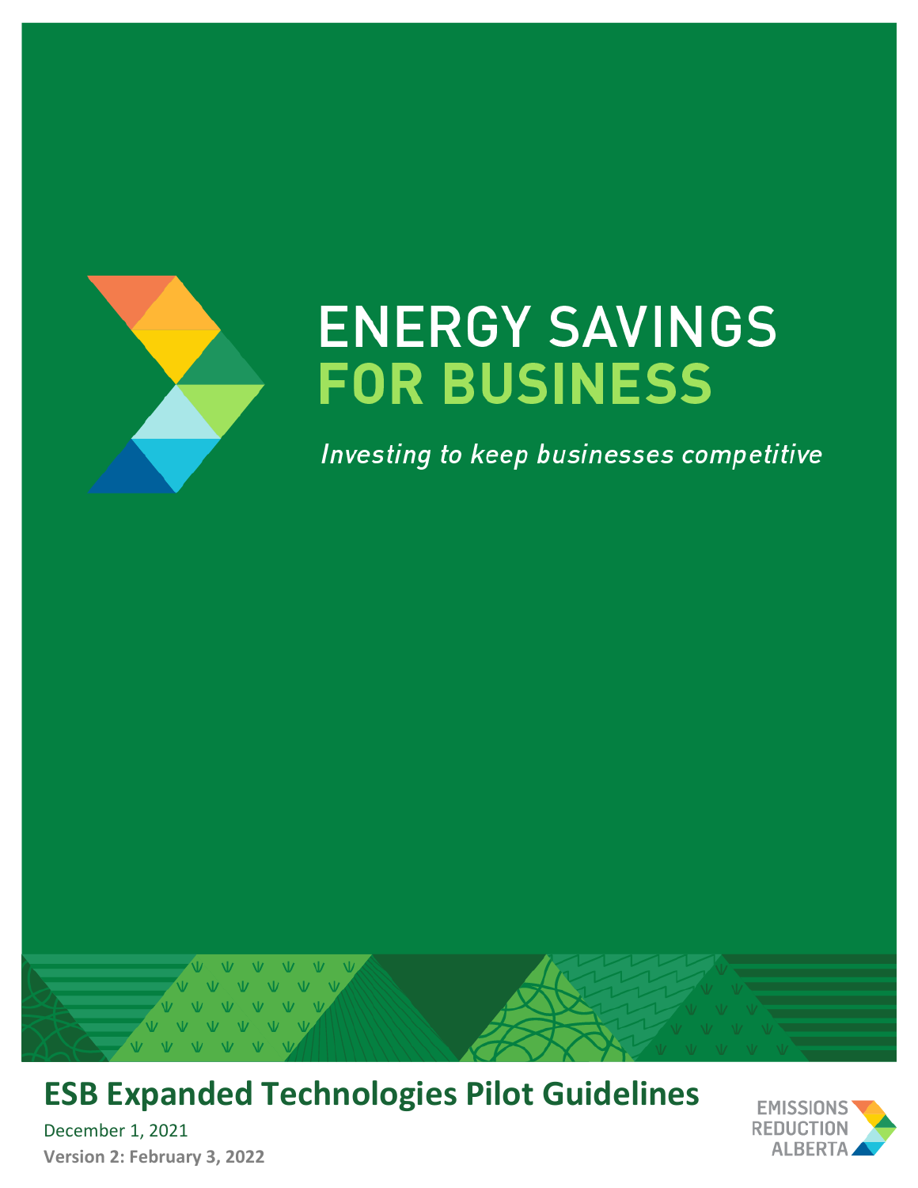# ENERGY SAVINGS FOR BUSINESS

*Investing to keep businesses competitive*

## ESB Expanded Technologies Pilot Guidelines

December 1, 2021

**Version 2: February 3, 2022**

EMISSIONS REDUCTION ALBERTA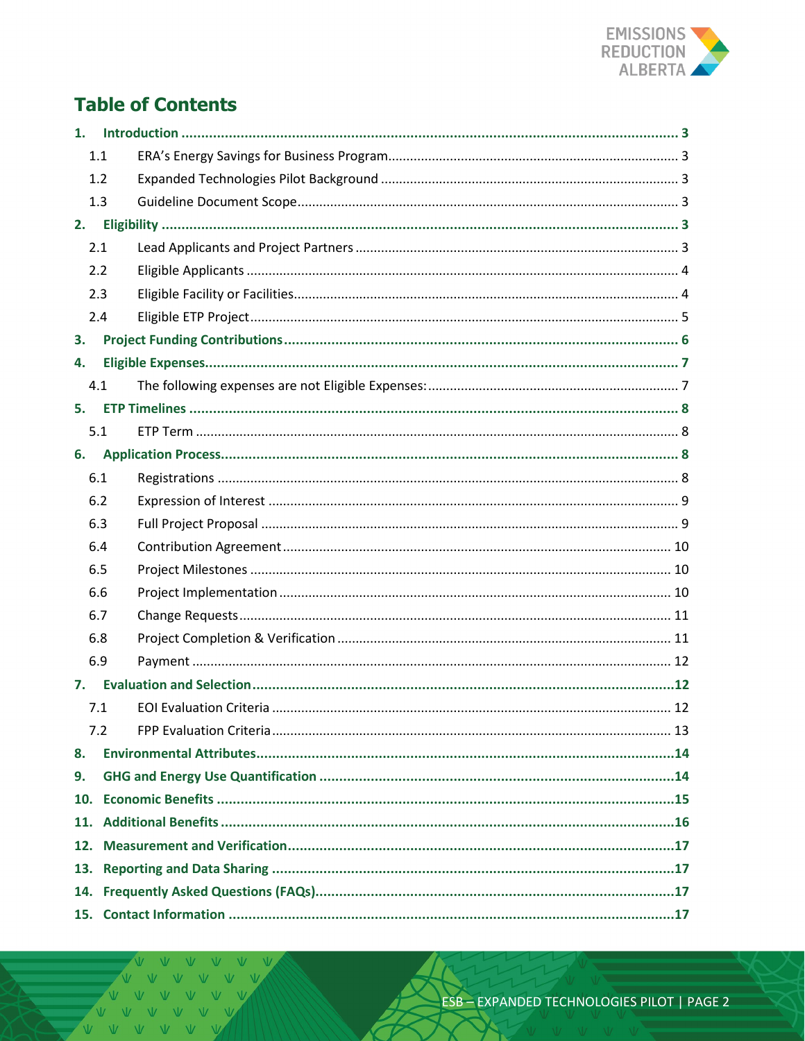# Table of Contents

1. **Introduction** ..... 3
   - 1.1 ERA's Energy Savings for Business Program ..... 3
   - 1.2 Expanded Technologies Pilot Background ..... 3
   - 1.3 Guideline Document Scope ..... 3
2. **Eligibility** ..... 3
   - 2.1 Lead Applicants and Project Partners ..... 3
   - 2.2 Eligible Applicants ..... 4
   - 2.3 Eligible Facility or Facilities ..... 4
   - 2.4 Eligible ETP Project ..... 5
3. **Project Funding Contributions** ..... 6
4. **Eligible Expenses** ..... 7
   - 4.1 The following expenses are not Eligible Expenses: ..... 7
5. **ETP Timelines** ..... 8
   - 5.1 ETP Term ..... 8
6. **Application Process** ..... 8
   - 6.1 Registrations ..... 8
   - 6.2 Expression of Interest ..... 9
   - 6.3 Full Project Proposal ..... 9
   - 6.4 Contribution Agreement ..... 10
   - 6.5 Project Milestones ..... 10
   - 6.6 Project Implementation ..... 10
   - 6.7 Change Requests ..... 11
   - 6.8 Project Completion & Verification ..... 11
   - 6.9 Payment ..... 12
7. **Evaluation and Selection** ..... 12
   - 7.1 EOI Evaluation Criteria ..... 12
   - 7.2 FPP Evaluation Criteria ..... 13
8. **Environmental Attributes** ..... 14
9. **GHG and Energy Use Quantification** ..... 14
10. **Economic Benefits** ..... 15
11. **Additional Benefits** ..... 16
12. **Measurement and Verification** ..... 17
13. **Reporting and Data Sharing** ..... 17
14. **Frequently Asked Questions (FAQs)** ..... 17
15. **Contact Information** ..... 17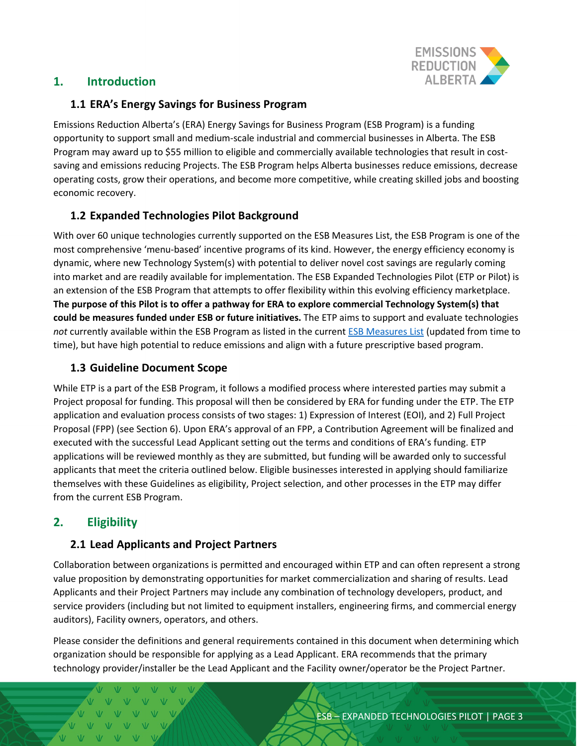## 1. Introduction

### 1.1 ERA's Energy Savings for Business Program

Emissions Reduction Alberta's (ERA) Energy Savings for Business Program (ESB Program) is a funding opportunity to support small and medium-scale industrial and commercial businesses in Alberta. The ESB Program may award up to $55 million to eligible and commercially available technologies that result in cost-saving and emissions reducing Projects. The ESB Program helps Alberta businesses reduce emissions, decrease operating costs, grow their operations, and become more competitive, while creating skilled jobs and boosting economic recovery.

### 1.2 Expanded Technologies Pilot Background

With over 60 unique technologies currently supported on the ESB Measures List, the ESB Program is one of the most comprehensive 'menu-based' incentive programs of its kind. However, the energy efficiency economy is dynamic, where new Technology System(s) with potential to deliver novel cost savings are regularly coming into market and are readily available for implementation. The ESB Expanded Technologies Pilot (ETP or Pilot) is an extension of the ESB Program that attempts to offer flexibility within this evolving efficiency marketplace. **The purpose of this Pilot is to offer a pathway for ERA to explore commercial Technology System(s) that could be measures funded under ESB or future initiatives.** The ETP aims to support and evaluate technologies *not* currently available within the ESB Program as listed in the current ESB Measures List (updated from time to time), but have high potential to reduce emissions and align with a future prescriptive based program.

### 1.3 Guideline Document Scope

While ETP is a part of the ESB Program, it follows a modified process where interested parties may submit a Project proposal for funding. This proposal will then be considered by ERA for funding under the ETP. The ETP application and evaluation process consists of two stages: 1) Expression of Interest (EOI), and 2) Full Project Proposal (FPP) (see Section 6). Upon ERA's approval of an FPP, a Contribution Agreement will be finalized and executed with the successful Lead Applicant setting out the terms and conditions of ERA's funding. ETP applications will be reviewed monthly as they are submitted, but funding will be awarded only to successful applicants that meet the criteria outlined below. Eligible businesses interested in applying should familiarize themselves with these Guidelines as eligibility, Project selection, and other processes in the ETP may differ from the current ESB Program.

## 2. Eligibility

### 2.1 Lead Applicants and Project Partners

Collaboration between organizations is permitted and encouraged within ETP and can often represent a strong value proposition by demonstrating opportunities for market commercialization and sharing of results. Lead Applicants and their Project Partners may include any combination of technology developers, product, and service providers (including but not limited to equipment installers, engineering firms, and commercial energy auditors), Facility owners, operators, and others.

Please consider the definitions and general requirements contained in this document when determining which organization should be responsible for applying as a Lead Applicant. ERA recommends that the primary technology provider/installer be the Lead Applicant and the Facility owner/operator be the Project Partner.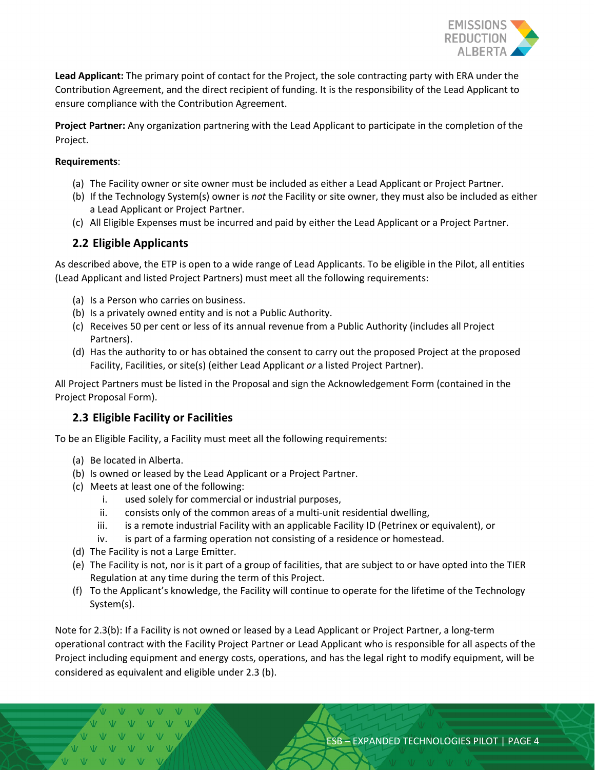**Lead Applicant:** The primary point of contact for the Project, the sole contracting party with ERA under the Contribution Agreement, and the direct recipient of funding. It is the responsibility of the Lead Applicant to ensure compliance with the Contribution Agreement.

**Project Partner:** Any organization partnering with the Lead Applicant to participate in the completion of the Project.

**Requirements**:

(a) The Facility owner or site owner must be included as either a Lead Applicant or Project Partner.
(b) If the Technology System(s) owner is *not* the Facility or site owner, they must also be included as either a Lead Applicant or Project Partner.
(c) All Eligible Expenses must be incurred and paid by either the Lead Applicant or a Project Partner.

## 2.2 Eligible Applicants

As described above, the ETP is open to a wide range of Lead Applicants. To be eligible in the Pilot, all entities (Lead Applicant and listed Project Partners) must meet all the following requirements:

(a) Is a Person who carries on business.
(b) Is a privately owned entity and is not a Public Authority.
(c) Receives 50 per cent or less of its annual revenue from a Public Authority (includes all Project Partners).
(d) Has the authority to or has obtained the consent to carry out the proposed Project at the proposed Facility, Facilities, or site(s) (either Lead Applicant *or* a listed Project Partner).

All Project Partners must be listed in the Proposal and sign the Acknowledgement Form (contained in the Project Proposal Form).

## 2.3 Eligible Facility or Facilities

To be an Eligible Facility, a Facility must meet all the following requirements:

(a) Be located in Alberta.
(b) Is owned or leased by the Lead Applicant or a Project Partner.
(c) Meets at least one of the following:
    i. used solely for commercial or industrial purposes,
    ii. consists only of the common areas of a multi-unit residential dwelling,
    iii. is a remote industrial Facility with an applicable Facility ID (Petrinex or equivalent), or
    iv. is part of a farming operation not consisting of a residence or homestead.
(d) The Facility is not a Large Emitter.
(e) The Facility is not, nor is it part of a group of facilities, that are subject to or have opted into the TIER Regulation at any time during the term of this Project.
(f) To the Applicant's knowledge, the Facility will continue to operate for the lifetime of the Technology System(s).

Note for 2.3(b): If a Facility is not owned or leased by a Lead Applicant or Project Partner, a long-term operational contract with the Facility Project Partner or Lead Applicant who is responsible for all aspects of the Project including equipment and energy costs, operations, and has the legal right to modify equipment, will be considered as equivalent and eligible under 2.3 (b).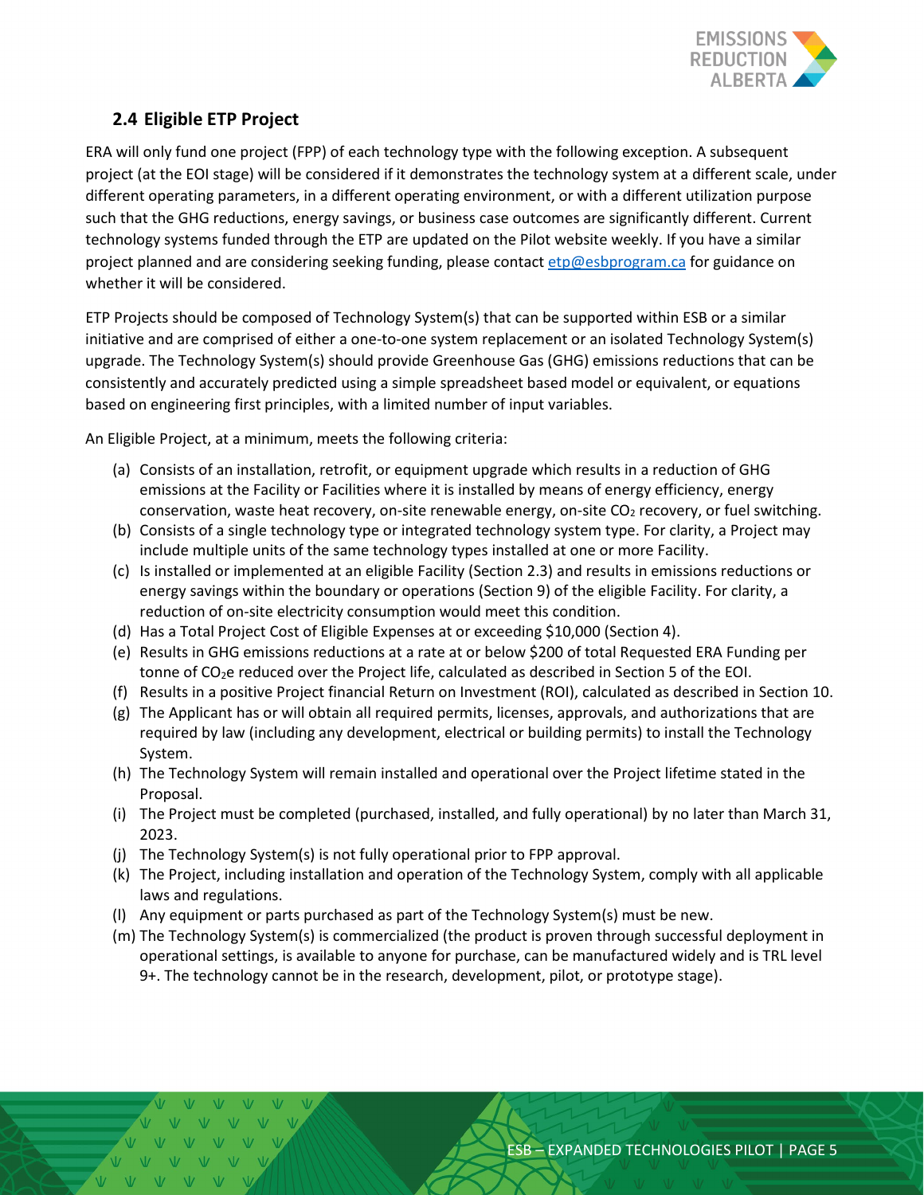## 2.4 Eligible ETP Project

ERA will only fund one project (FPP) of each technology type with the following exception. A subsequent project (at the EOI stage) will be considered if it demonstrates the technology system at a different scale, under different operating parameters, in a different operating environment, or with a different utilization purpose such that the GHG reductions, energy savings, or business case outcomes are significantly different. Current technology systems funded through the ETP are updated on the Pilot website weekly. If you have a similar project planned and are considering seeking funding, please contact etp@esbprogram.ca for guidance on whether it will be considered.

ETP Projects should be composed of Technology System(s) that can be supported within ESB or a similar initiative and are comprised of either a one-to-one system replacement or an isolated Technology System(s) upgrade. The Technology System(s) should provide Greenhouse Gas (GHG) emissions reductions that can be consistently and accurately predicted using a simple spreadsheet based model or equivalent, or equations based on engineering first principles, with a limited number of input variables.

An Eligible Project, at a minimum, meets the following criteria:

(a) Consists of an installation, retrofit, or equipment upgrade which results in a reduction of GHG emissions at the Facility or Facilities where it is installed by means of energy efficiency, energy conservation, waste heat recovery, on-site renewable energy, on-site $CO_2$ recovery, or fuel switching.
(b) Consists of a single technology type or integrated technology system type. For clarity, a Project may include multiple units of the same technology types installed at one or more Facility.
(c) Is installed or implemented at an eligible Facility (Section 2.3) and results in emissions reductions or energy savings within the boundary or operations (Section 9) of the eligible Facility. For clarity, a reduction of on-site electricity consumption would meet this condition.
(d) Has a Total Project Cost of Eligible Expenses at or exceeding $10,000 (Section 4).
(e) Results in GHG emissions reductions at a rate at or below $200 of total Requested ERA Funding per tonne of $CO_2e$ reduced over the Project life, calculated as described in Section 5 of the EOI.
(f) Results in a positive Project financial Return on Investment (ROI), calculated as described in Section 10.
(g) The Applicant has or will obtain all required permits, licenses, approvals, and authorizations that are required by law (including any development, electrical or building permits) to install the Technology System.
(h) The Technology System will remain installed and operational over the Project lifetime stated in the Proposal.
(i) The Project must be completed (purchased, installed, and fully operational) by no later than March 31, 2023.
(j) The Technology System(s) is not fully operational prior to FPP approval.
(k) The Project, including installation and operation of the Technology System, comply with all applicable laws and regulations.
(l) Any equipment or parts purchased as part of the Technology System(s) must be new.
(m) The Technology System(s) is commercialized (the product is proven through successful deployment in operational settings, is available to anyone for purchase, can be manufactured widely and is TRL level 9+. The technology cannot be in the research, development, pilot, or prototype stage).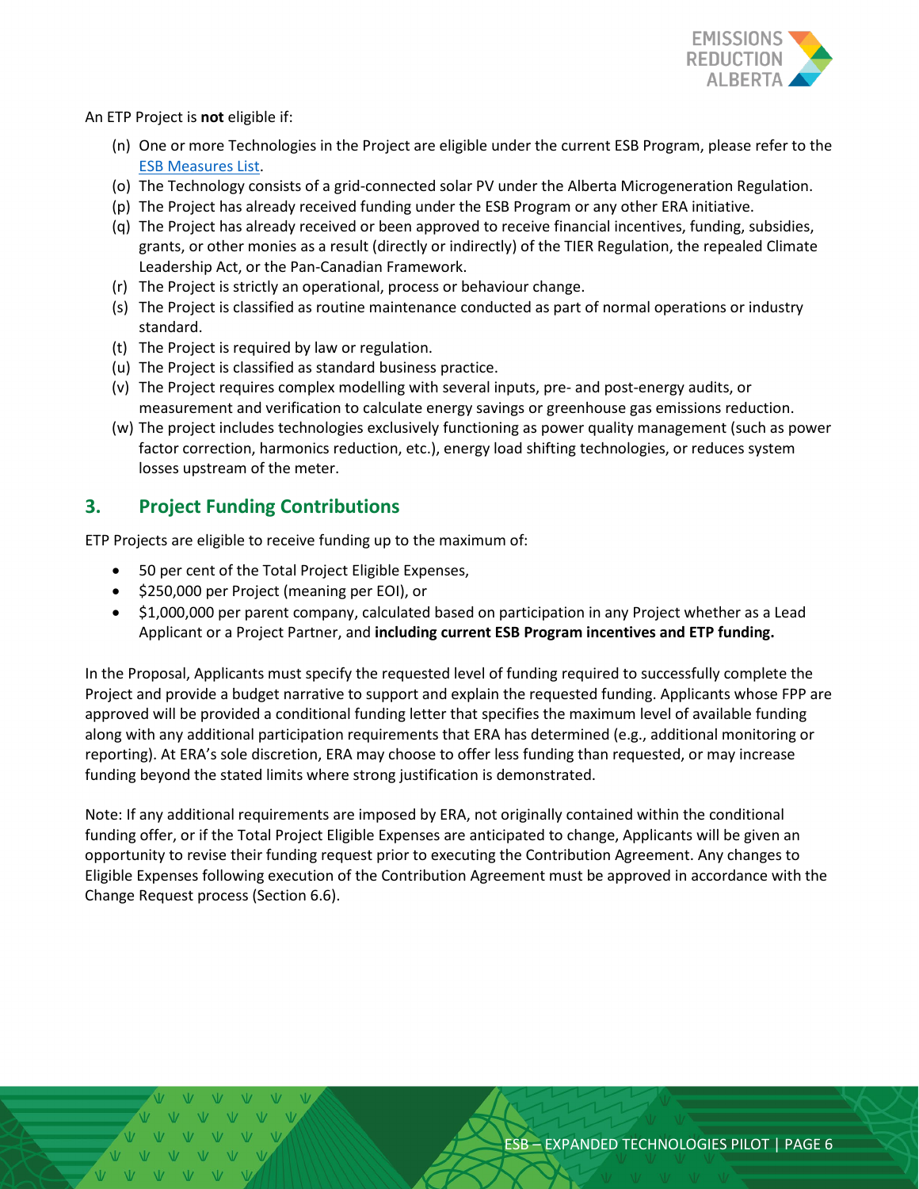An ETP Project is **not** eligible if:

(n) One or more Technologies in the Project are eligible under the current ESB Program, please refer to the [ESB Measures List](#).
(o) The Technology consists of a grid-connected solar PV under the Alberta Microgeneration Regulation.
(p) The Project has already received funding under the ESB Program or any other ERA initiative.
(q) The Project has already received or been approved to receive financial incentives, funding, subsidies, grants, or other monies as a result (directly or indirectly) of the TIER Regulation, the repealed Climate Leadership Act, or the Pan-Canadian Framework.
(r) The Project is strictly an operational, process or behaviour change.
(s) The Project is classified as routine maintenance conducted as part of normal operations or industry standard.
(t) The Project is required by law or regulation.
(u) The Project is classified as standard business practice.
(v) The Project requires complex modelling with several inputs, pre- and post-energy audits, or measurement and verification to calculate energy savings or greenhouse gas emissions reduction.
(w) The project includes technologies exclusively functioning as power quality management (such as power factor correction, harmonics reduction, etc.), energy load shifting technologies, or reduces system losses upstream of the meter.

## 3. Project Funding Contributions

ETP Projects are eligible to receive funding up to the maximum of:

- 50 per cent of the Total Project Eligible Expenses,
- $250,000 per Project (meaning per EOI), or
- $1,000,000 per parent company, calculated based on participation in any Project whether as a Lead Applicant or a Project Partner, and **including current ESB Program incentives and ETP funding.**

In the Proposal, Applicants must specify the requested level of funding required to successfully complete the Project and provide a budget narrative to support and explain the requested funding. Applicants whose FPP are approved will be provided a conditional funding letter that specifies the maximum level of available funding along with any additional participation requirements that ERA has determined (e.g., additional monitoring or reporting). At ERA's sole discretion, ERA may choose to offer less funding than requested, or may increase funding beyond the stated limits where strong justification is demonstrated.

Note: If any additional requirements are imposed by ERA, not originally contained within the conditional funding offer, or if the Total Project Eligible Expenses are anticipated to change, Applicants will be given an opportunity to revise their funding request prior to executing the Contribution Agreement. Any changes to Eligible Expenses following execution of the Contribution Agreement must be approved in accordance with the Change Request process (Section 6.6).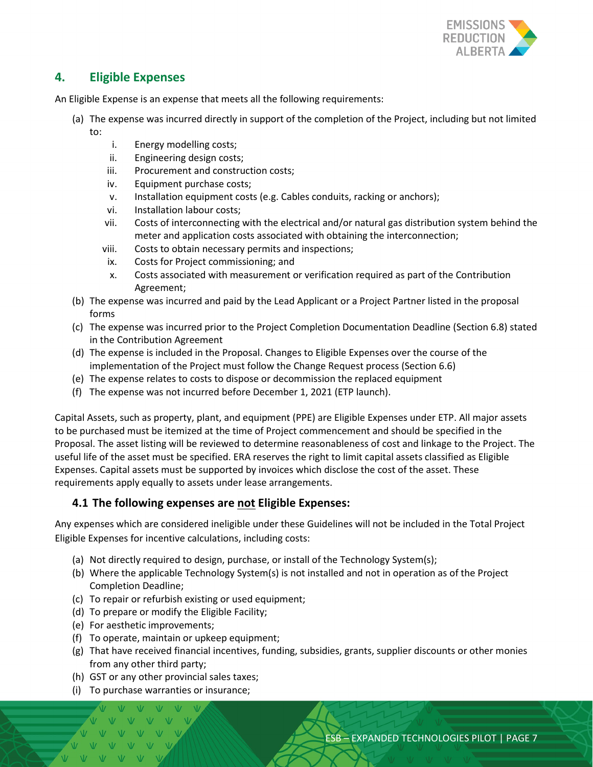## 4. Eligible Expenses

An Eligible Expense is an expense that meets all the following requirements:

(a) The expense was incurred directly in support of the completion of the Project, including but not limited to:

  i. Energy modelling costs;
  ii. Engineering design costs;
  iii. Procurement and construction costs;
  iv. Equipment purchase costs;
  v. Installation equipment costs (e.g. Cables conduits, racking or anchors);
  vi. Installation labour costs;
  vii. Costs of interconnecting with the electrical and/or natural gas distribution system behind the meter and application costs associated with obtaining the interconnection;
  viii. Costs to obtain necessary permits and inspections;
  ix. Costs for Project commissioning; and
  x. Costs associated with measurement or verification required as part of the Contribution Agreement;

(b) The expense was incurred and paid by the Lead Applicant or a Project Partner listed in the proposal forms

(c) The expense was incurred prior to the Project Completion Documentation Deadline (Section 6.8) stated in the Contribution Agreement

(d) The expense is included in the Proposal. Changes to Eligible Expenses over the course of the implementation of the Project must follow the Change Request process (Section 6.6)

(e) The expense relates to costs to dispose or decommission the replaced equipment

(f) The expense was not incurred before December 1, 2021 (ETP launch).

Capital Assets, such as property, plant, and equipment (PPE) are Eligible Expenses under ETP. All major assets to be purchased must be itemized at the time of Project commencement and should be specified in the Proposal. The asset listing will be reviewed to determine reasonableness of cost and linkage to the Project. The useful life of the asset must be specified. ERA reserves the right to limit capital assets classified as Eligible Expenses. Capital assets must be supported by invoices which disclose the cost of the asset. These requirements apply equally to assets under lease arrangements.

### 4.1 The following expenses are not Eligible Expenses:

Any expenses which are considered ineligible under these Guidelines will not be included in the Total Project Eligible Expenses for incentive calculations, including costs:

(a) Not directly required to design, purchase, or install of the Technology System(s);

(b) Where the applicable Technology System(s) is not installed and not in operation as of the Project Completion Deadline;

(c) To repair or refurbish existing or used equipment;

(d) To prepare or modify the Eligible Facility;

(e) For aesthetic improvements;

(f) To operate, maintain or upkeep equipment;

(g) That have received financial incentives, funding, subsidies, grants, supplier discounts or other monies from any other third party;

(h) GST or any other provincial sales taxes;

(i) To purchase warranties or insurance;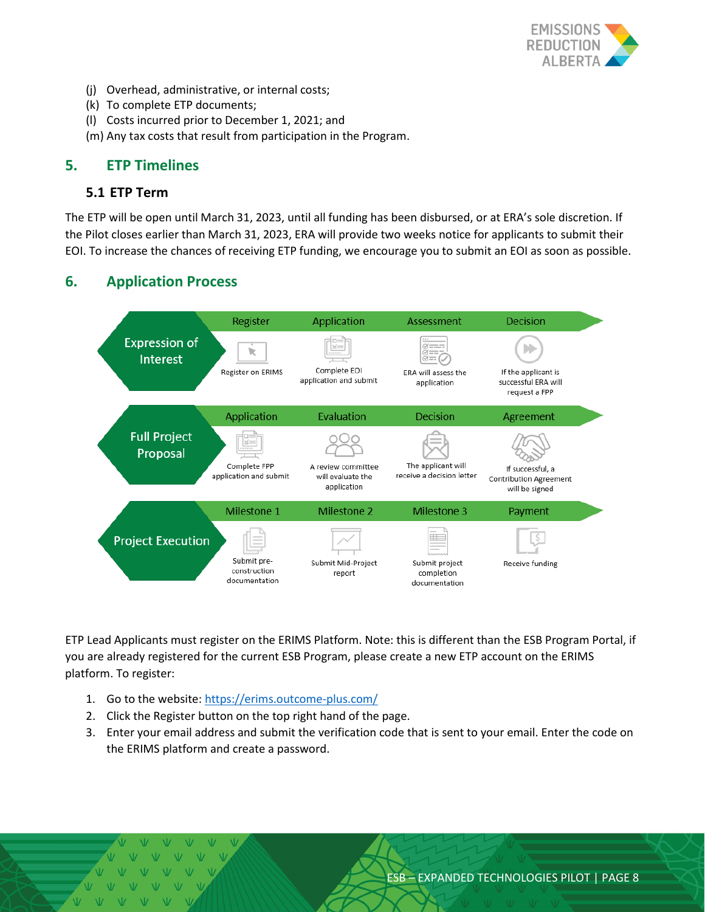(j) Overhead, administrative, or internal costs;
(k) To complete ETP documents;
(l) Costs incurred prior to December 1, 2021; and
(m) Any tax costs that result from participation in the Program.

## 5. ETP Timelines

### 5.1 ETP Term

The ETP will be open until March 31, 2023, until all funding has been disbursed, or at ERA's sole discretion. If the Pilot closes earlier than March 31, 2023, ERA will provide two weeks notice for applicants to submit their EOI. To increase the chances of receiving ETP funding, we encourage you to submit an EOI as soon as possible.

## 6. Application Process

| | | | | |
|---|---|---|---|---|
| **Expression of Interest** | Register | Application | Assessment | Decision |
| | Register on ERIMS | Complete EOI application and submit | ERA will assess the application | If the applicant is successful ERA will request a FPP |
| **Full Project Proposal** | Application | Evaluation | Decision | Agreement |
| | Complete FPP application and submit | A review committee will evaluate the application | The applicant will receive a decision letter | If successful, a Contribution Agreement will be signed |
| **Project Execution** | Milestone 1 | Milestone 2 | Milestone 3 | Payment |
| | Submit pre-construction documentation | Submit Mid-Project report | Submit project completion documentation | Receive funding |

ETP Lead Applicants must register on the ERIMS Platform. Note: this is different than the ESB Program Portal, if you are already registered for the current ESB Program, please create a new ETP account on the ERIMS platform. To register:

1. Go to the website: https://erims.outcome-plus.com/
2. Click the Register button on the top right hand of the page.
3. Enter your email address and submit the verification code that is sent to your email. Enter the code on the ERIMS platform and create a password.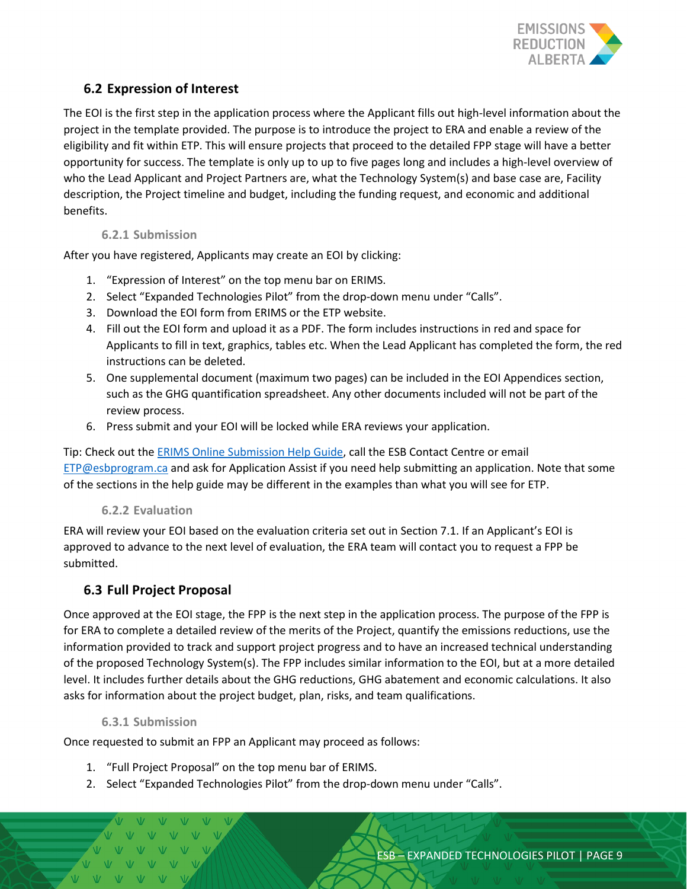## 6.2 Expression of Interest

The EOI is the first step in the application process where the Applicant fills out high-level information about the project in the template provided. The purpose is to introduce the project to ERA and enable a review of the eligibility and fit within ETP. This will ensure projects that proceed to the detailed FPP stage will have a better opportunity for success. The template is only up to up to five pages long and includes a high-level overview of who the Lead Applicant and Project Partners are, what the Technology System(s) and base case are, Facility description, the Project timeline and budget, including the funding request, and economic and additional benefits.

### 6.2.1 Submission

After you have registered, Applicants may create an EOI by clicking:

1. "Expression of Interest" on the top menu bar on ERIMS.
2. Select "Expanded Technologies Pilot" from the drop-down menu under "Calls".
3. Download the EOI form from ERIMS or the ETP website.
4. Fill out the EOI form and upload it as a PDF. The form includes instructions in red and space for Applicants to fill in text, graphics, tables etc. When the Lead Applicant has completed the form, the red instructions can be deleted.
5. One supplemental document (maximum two pages) can be included in the EOI Appendices section, such as the GHG quantification spreadsheet. Any other documents included will not be part of the review process.
6. Press submit and your EOI will be locked while ERA reviews your application.

Tip: Check out the [ERIMS Online Submission Help Guide](), call the ESB Contact Centre or email [ETP@esbprogram.ca](mailto:ETP@esbprogram.ca) and ask for Application Assist if you need help submitting an application. Note that some of the sections in the help guide may be different in the examples than what you will see for ETP.

### 6.2.2 Evaluation

ERA will review your EOI based on the evaluation criteria set out in Section 7.1. If an Applicant's EOI is approved to advance to the next level of evaluation, the ERA team will contact you to request a FPP be submitted.

## 6.3 Full Project Proposal

Once approved at the EOI stage, the FPP is the next step in the application process. The purpose of the FPP is for ERA to complete a detailed review of the merits of the Project, quantify the emissions reductions, use the information provided to track and support project progress and to have an increased technical understanding of the proposed Technology System(s). The FPP includes similar information to the EOI, but at a more detailed level. It includes further details about the GHG reductions, GHG abatement and economic calculations. It also asks for information about the project budget, plan, risks, and team qualifications.

### 6.3.1 Submission

Once requested to submit an FPP an Applicant may proceed as follows:

1. "Full Project Proposal" on the top menu bar of ERIMS.
2. Select "Expanded Technologies Pilot" from the drop-down menu under "Calls".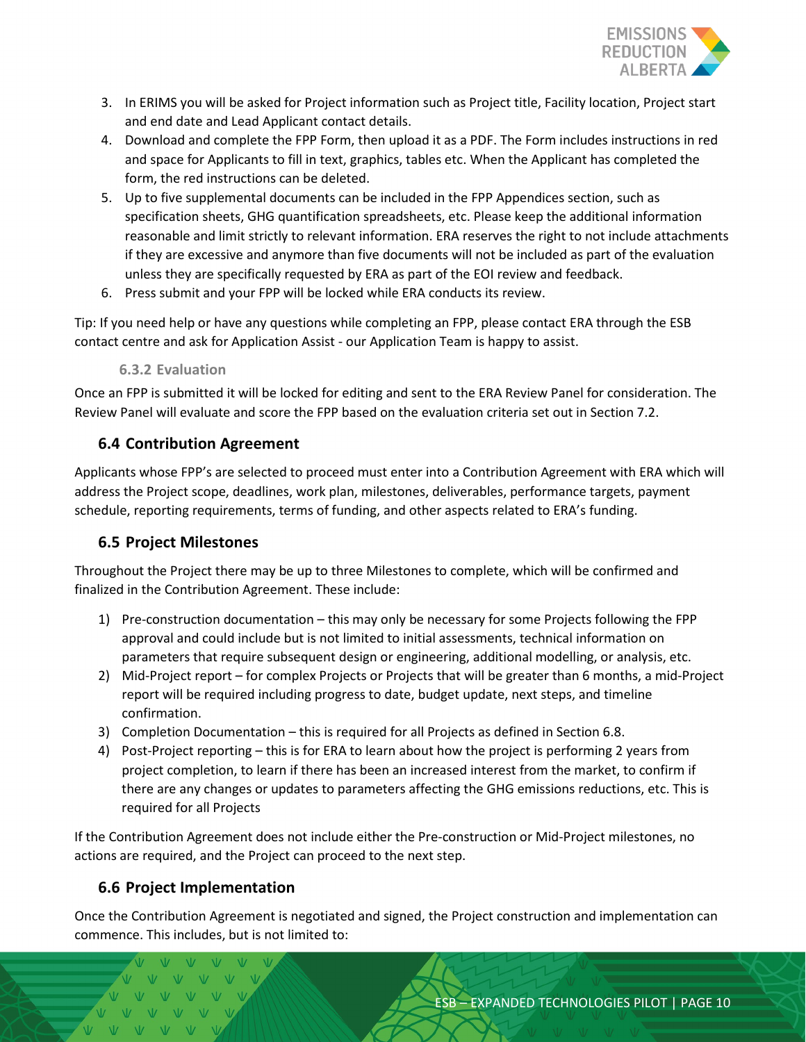3. In ERIMS you will be asked for Project information such as Project title, Facility location, Project start and end date and Lead Applicant contact details.
4. Download and complete the FPP Form, then upload it as a PDF. The Form includes instructions in red and space for Applicants to fill in text, graphics, tables etc. When the Applicant has completed the form, the red instructions can be deleted.
5. Up to five supplemental documents can be included in the FPP Appendices section, such as specification sheets, GHG quantification spreadsheets, etc. Please keep the additional information reasonable and limit strictly to relevant information. ERA reserves the right to not include attachments if they are excessive and anymore than five documents will not be included as part of the evaluation unless they are specifically requested by ERA as part of the EOI review and feedback.
6. Press submit and your FPP will be locked while ERA conducts its review.

Tip: If you need help or have any questions while completing an FPP, please contact ERA through the ESB contact centre and ask for Application Assist - our Application Team is happy to assist.

#### 6.3.2 Evaluation

Once an FPP is submitted it will be locked for editing and sent to the ERA Review Panel for consideration. The Review Panel will evaluate and score the FPP based on the evaluation criteria set out in Section 7.2.

### 6.4 Contribution Agreement

Applicants whose FPP's are selected to proceed must enter into a Contribution Agreement with ERA which will address the Project scope, deadlines, work plan, milestones, deliverables, performance targets, payment schedule, reporting requirements, terms of funding, and other aspects related to ERA's funding.

### 6.5 Project Milestones

Throughout the Project there may be up to three Milestones to complete, which will be confirmed and finalized in the Contribution Agreement. These include:

1) Pre-construction documentation – this may only be necessary for some Projects following the FPP approval and could include but is not limited to initial assessments, technical information on parameters that require subsequent design or engineering, additional modelling, or analysis, etc.
2) Mid-Project report – for complex Projects or Projects that will be greater than 6 months, a mid-Project report will be required including progress to date, budget update, next steps, and timeline confirmation.
3) Completion Documentation – this is required for all Projects as defined in Section 6.8.
4) Post-Project reporting – this is for ERA to learn about how the project is performing 2 years from project completion, to learn if there has been an increased interest from the market, to confirm if there are any changes or updates to parameters affecting the GHG emissions reductions, etc. This is required for all Projects

If the Contribution Agreement does not include either the Pre-construction or Mid-Project milestones, no actions are required, and the Project can proceed to the next step.

### 6.6 Project Implementation

Once the Contribution Agreement is negotiated and signed, the Project construction and implementation can commence. This includes, but is not limited to: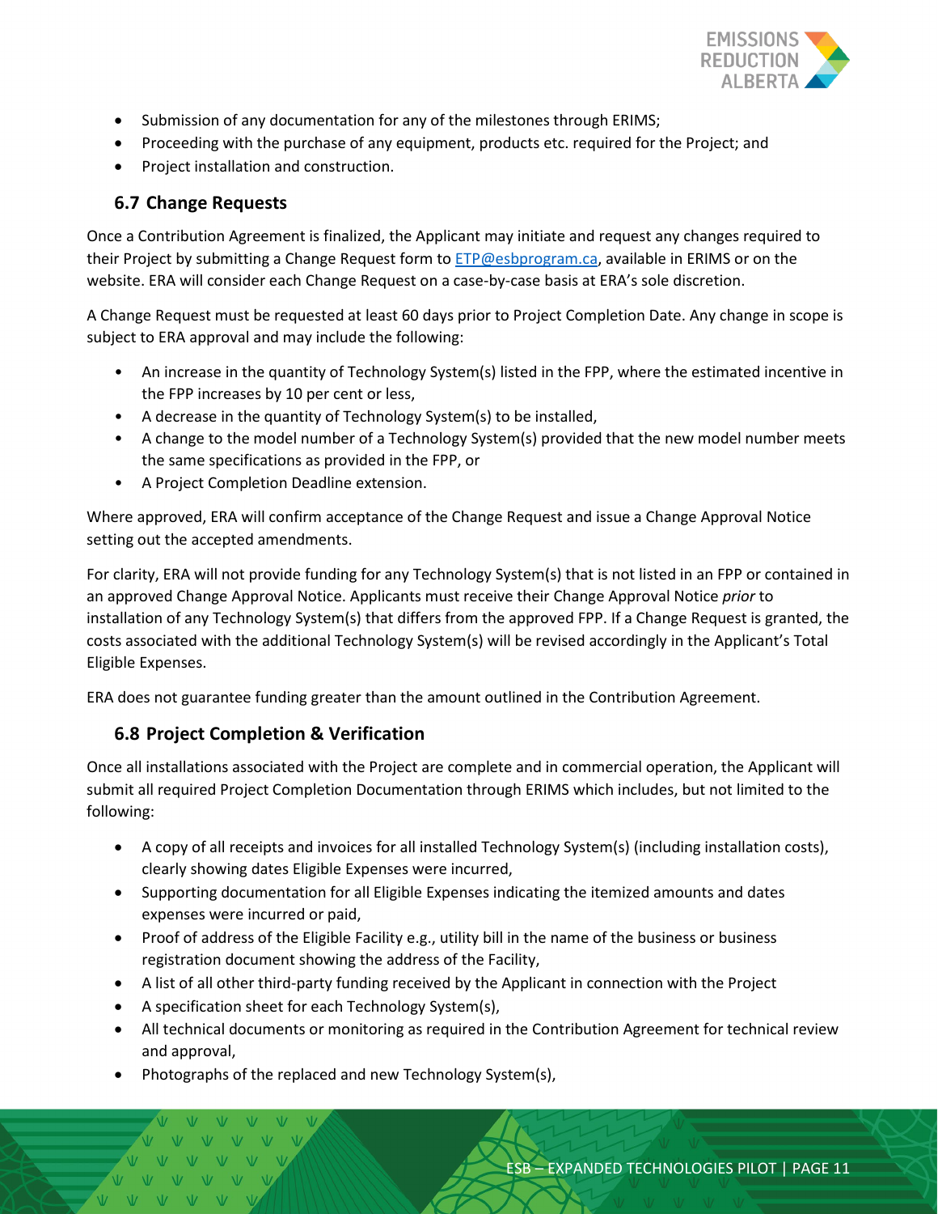- Submission of any documentation for any of the milestones through ERIMS;
- Proceeding with the purchase of any equipment, products etc. required for the Project; and
- Project installation and construction.

### 6.7 Change Requests

Once a Contribution Agreement is finalized, the Applicant may initiate and request any changes required to their Project by submitting a Change Request form to ETP@esbprogram.ca, available in ERIMS or on the website. ERA will consider each Change Request on a case-by-case basis at ERA's sole discretion.

A Change Request must be requested at least 60 days prior to Project Completion Date. Any change in scope is subject to ERA approval and may include the following:

- An increase in the quantity of Technology System(s) listed in the FPP, where the estimated incentive in the FPP increases by 10 per cent or less,
- A decrease in the quantity of Technology System(s) to be installed,
- A change to the model number of a Technology System(s) provided that the new model number meets the same specifications as provided in the FPP, or
- A Project Completion Deadline extension.

Where approved, ERA will confirm acceptance of the Change Request and issue a Change Approval Notice setting out the accepted amendments.

For clarity, ERA will not provide funding for any Technology System(s) that is not listed in an FPP or contained in an approved Change Approval Notice. Applicants must receive their Change Approval Notice *prior* to installation of any Technology System(s) that differs from the approved FPP. If a Change Request is granted, the costs associated with the additional Technology System(s) will be revised accordingly in the Applicant's Total Eligible Expenses.

ERA does not guarantee funding greater than the amount outlined in the Contribution Agreement.

### 6.8 Project Completion & Verification

Once all installations associated with the Project are complete and in commercial operation, the Applicant will submit all required Project Completion Documentation through ERIMS which includes, but not limited to the following:

- A copy of all receipts and invoices for all installed Technology System(s) (including installation costs), clearly showing dates Eligible Expenses were incurred,
- Supporting documentation for all Eligible Expenses indicating the itemized amounts and dates expenses were incurred or paid,
- Proof of address of the Eligible Facility e.g., utility bill in the name of the business or business registration document showing the address of the Facility,
- A list of all other third-party funding received by the Applicant in connection with the Project
- A specification sheet for each Technology System(s),
- All technical documents or monitoring as required in the Contribution Agreement for technical review and approval,
- Photographs of the replaced and new Technology System(s),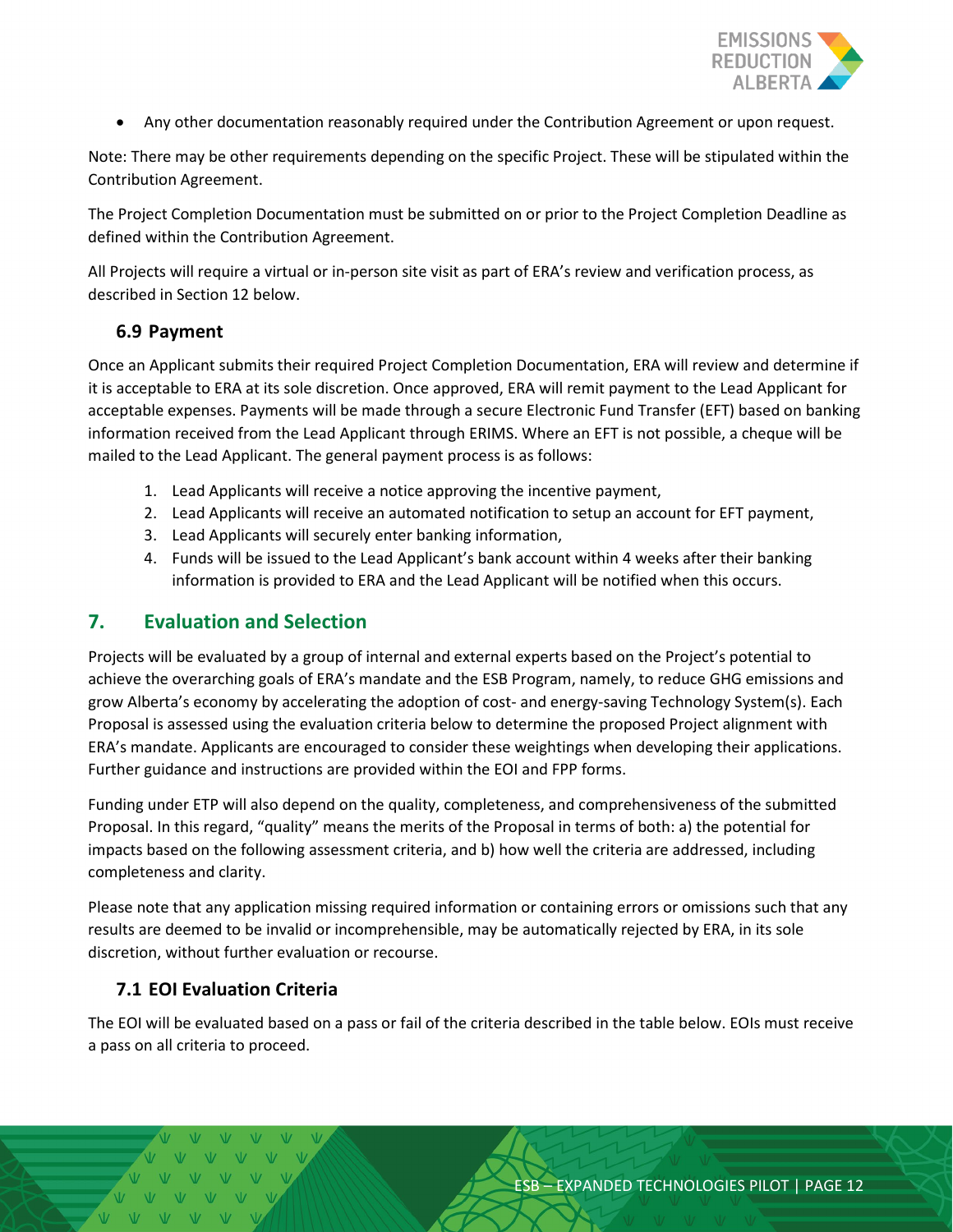- Any other documentation reasonably required under the Contribution Agreement or upon request.

Note: There may be other requirements depending on the specific Project. These will be stipulated within the Contribution Agreement.

The Project Completion Documentation must be submitted on or prior to the Project Completion Deadline as defined within the Contribution Agreement.

All Projects will require a virtual or in-person site visit as part of ERA's review and verification process, as described in Section 12 below.

### 6.9 Payment

Once an Applicant submits their required Project Completion Documentation, ERA will review and determine if it is acceptable to ERA at its sole discretion. Once approved, ERA will remit payment to the Lead Applicant for acceptable expenses. Payments will be made through a secure Electronic Fund Transfer (EFT) based on banking information received from the Lead Applicant through ERIMS. Where an EFT is not possible, a cheque will be mailed to the Lead Applicant. The general payment process is as follows:

1. Lead Applicants will receive a notice approving the incentive payment,
2. Lead Applicants will receive an automated notification to setup an account for EFT payment,
3. Lead Applicants will securely enter banking information,
4. Funds will be issued to the Lead Applicant's bank account within 4 weeks after their banking information is provided to ERA and the Lead Applicant will be notified when this occurs.

## 7. Evaluation and Selection

Projects will be evaluated by a group of internal and external experts based on the Project's potential to achieve the overarching goals of ERA's mandate and the ESB Program, namely, to reduce GHG emissions and grow Alberta's economy by accelerating the adoption of cost- and energy-saving Technology System(s). Each Proposal is assessed using the evaluation criteria below to determine the proposed Project alignment with ERA's mandate. Applicants are encouraged to consider these weightings when developing their applications. Further guidance and instructions are provided within the EOI and FPP forms.

Funding under ETP will also depend on the quality, completeness, and comprehensiveness of the submitted Proposal. In this regard, "quality" means the merits of the Proposal in terms of both: a) the potential for impacts based on the following assessment criteria, and b) how well the criteria are addressed, including completeness and clarity.

Please note that any application missing required information or containing errors or omissions such that any results are deemed to be invalid or incomprehensible, may be automatically rejected by ERA, in its sole discretion, without further evaluation or recourse.

### 7.1 EOI Evaluation Criteria

The EOI will be evaluated based on a pass or fail of the criteria described in the table below. EOIs must receive a pass on all criteria to proceed.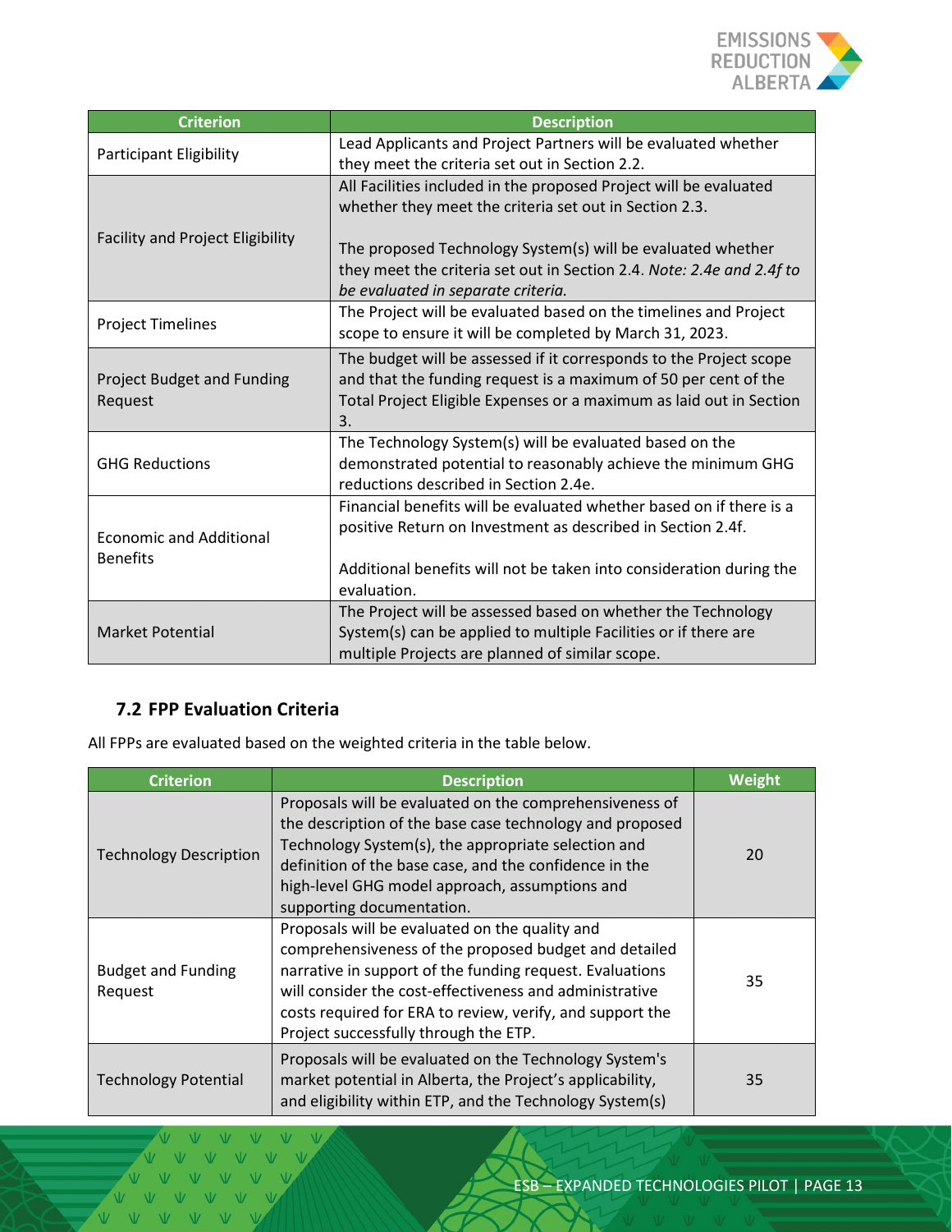| Criterion | Description |
|---|---|
| Participant Eligibility | Lead Applicants and Project Partners will be evaluated whether they meet the criteria set out in Section 2.2. |
| Facility and Project Eligibility | All Facilities included in the proposed Project will be evaluated whether they meet the criteria set out in Section 2.3.<br><br>The proposed Technology System(s) will be evaluated whether they meet the criteria set out in Section 2.4. *Note: 2.4e and 2.4f to be evaluated in separate criteria.* |
| Project Timelines | The Project will be evaluated based on the timelines and Project scope to ensure it will be completed by March 31, 2023. |
| Project Budget and Funding Request | The budget will be assessed if it corresponds to the Project scope and that the funding request is a maximum of 50 per cent of the Total Project Eligible Expenses or a maximum as laid out in Section 3. |
| GHG Reductions | The Technology System(s) will be evaluated based on the demonstrated potential to reasonably achieve the minimum GHG reductions described in Section 2.4e. |
| Economic and Additional Benefits | Financial benefits will be evaluated whether based on if there is a positive Return on Investment as described in Section 2.4f.<br><br>Additional benefits will not be taken into consideration during the evaluation. |
| Market Potential | The Project will be assessed based on whether the Technology System(s) can be applied to multiple Facilities or if there are multiple Projects are planned of similar scope. |

## 7.2 FPP Evaluation Criteria

All FPPs are evaluated based on the weighted criteria in the table below.

| Criterion | Description | Weight |
|---|---|---|
| Technology Description | Proposals will be evaluated on the comprehensiveness of the description of the base case technology and proposed Technology System(s), the appropriate selection and definition of the base case, and the confidence in the high-level GHG model approach, assumptions and supporting documentation. | 20 |
| Budget and Funding Request | Proposals will be evaluated on the quality and comprehensiveness of the proposed budget and detailed narrative in support of the funding request. Evaluations will consider the cost-effectiveness and administrative costs required for ERA to review, verify, and support the Project successfully through the ETP. | 35 |
| Technology Potential | Proposals will be evaluated on the Technology System's market potential in Alberta, the Project's applicability, and eligibility within ETP, and the Technology System(s) | 35 |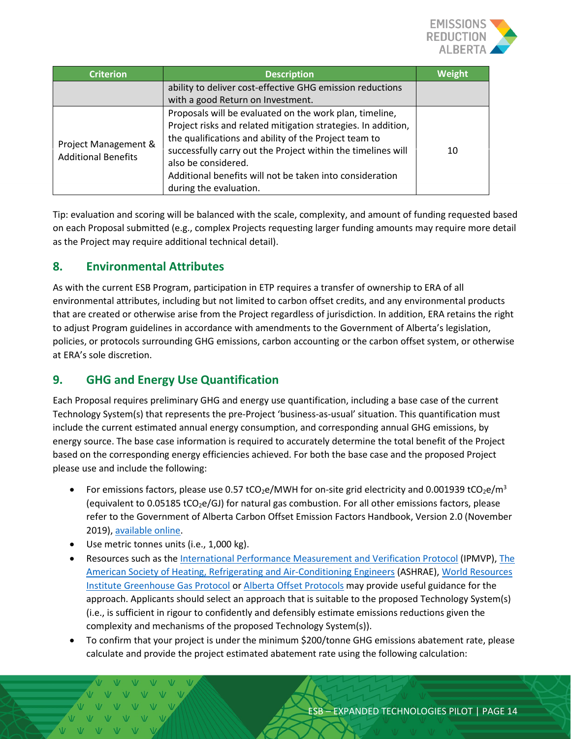| Criterion | Description | Weight |
|---|---|---|
| | ability to deliver cost-effective GHG emission reductions with a good Return on Investment. | |
| Project Management & Additional Benefits | Proposals will be evaluated on the work plan, timeline, Project risks and related mitigation strategies. In addition, the qualifications and ability of the Project team to successfully carry out the Project within the timelines will also be considered.<br>Additional benefits will not be taken into consideration during the evaluation. | 10 |

Tip: evaluation and scoring will be balanced with the scale, complexity, and amount of funding requested based on each Proposal submitted (e.g., complex Projects requesting larger funding amounts may require more detail as the Project may require additional technical detail).

## 8. Environmental Attributes

As with the current ESB Program, participation in ETP requires a transfer of ownership to ERA of all environmental attributes, including but not limited to carbon offset credits, and any environmental products that are created or otherwise arise from the Project regardless of jurisdiction. In addition, ERA retains the right to adjust Program guidelines in accordance with amendments to the Government of Alberta's legislation, policies, or protocols surrounding GHG emissions, carbon accounting or the carbon offset system, or otherwise at ERA's sole discretion.

## 9. GHG and Energy Use Quantification

Each Proposal requires preliminary GHG and energy use quantification, including a base case of the current Technology System(s) that represents the pre-Project 'business-as-usual' situation. This quantification must include the current estimated annual energy consumption, and corresponding annual GHG emissions, by energy source. The base case information is required to accurately determine the total benefit of the Project based on the corresponding energy efficiencies achieved. For both the base case and the proposed Project please use and include the following:

- For emissions factors, please use 0.57 $tCO_2e/MWH$ for on-site grid electricity and 0.001939 $tCO_2e/m^3$ (equivalent to 0.05185 $tCO_2e/GJ$) for natural gas combustion. For all other emissions factors, please refer to the Government of Alberta Carbon Offset Emission Factors Handbook, Version 2.0 (November 2019), available online.
- Use metric tonnes units (i.e., 1,000 kg).
- Resources such as the International Performance Measurement and Verification Protocol (IPMVP), The American Society of Heating, Refrigerating and Air-Conditioning Engineers (ASHRAE), World Resources Institute Greenhouse Gas Protocol or Alberta Offset Protocols may provide useful guidance for the approach. Applicants should select an approach that is suitable to the proposed Technology System(s) (i.e., is sufficient in rigour to confidently and defensibly estimate emissions reductions given the complexity and mechanisms of the proposed Technology System(s)).
- To confirm that your project is under the minimum \$200/tonne GHG emissions abatement rate, please calculate and provide the project estimated abatement rate using the following calculation: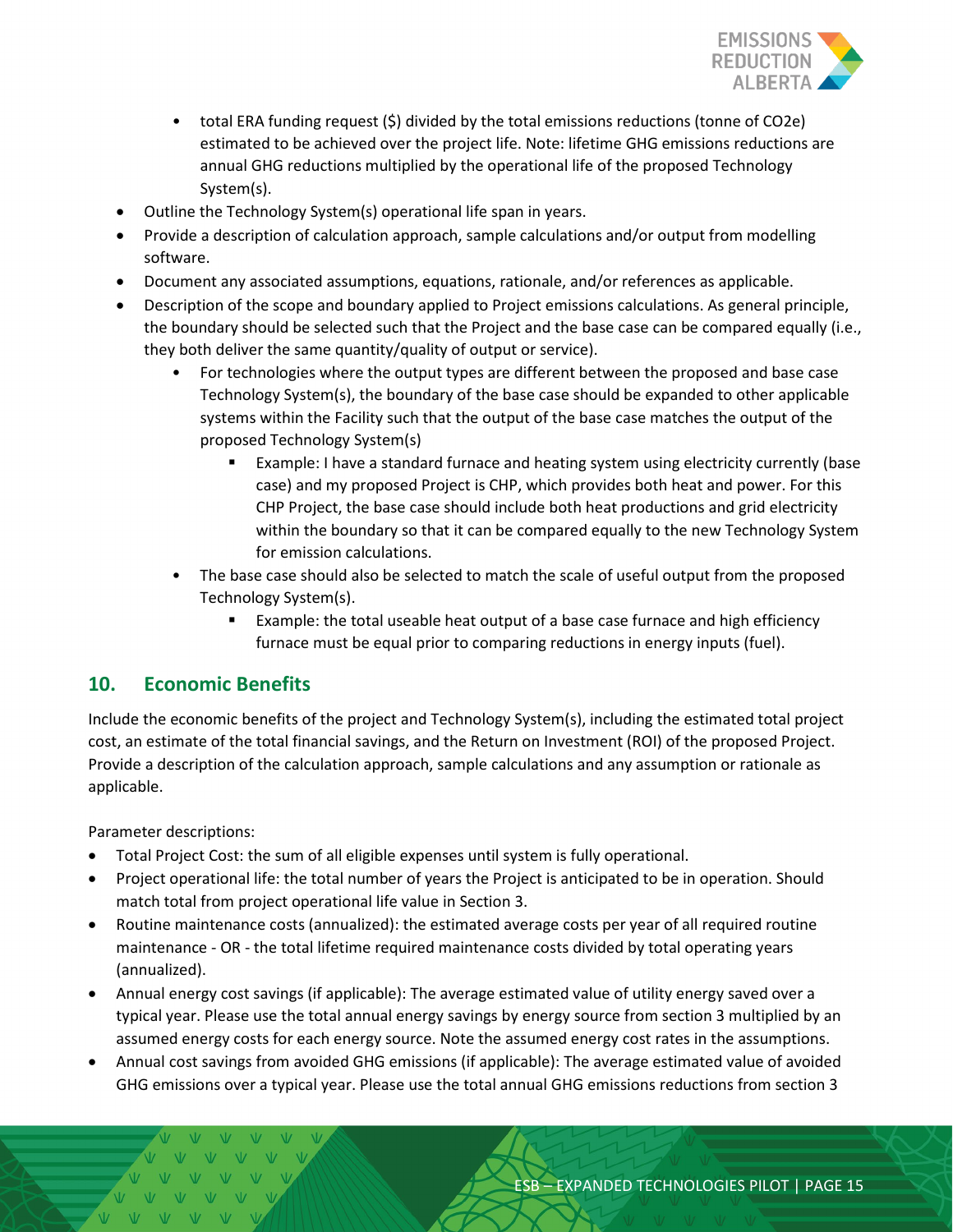- total ERA funding request ($) divided by the total emissions reductions (tonne of $CO_2e$) estimated to be achieved over the project life. Note: lifetime GHG emissions reductions are annual GHG reductions multiplied by the operational life of the proposed Technology System(s).

- Outline the Technology System(s) operational life span in years.
- Provide a description of calculation approach, sample calculations and/or output from modelling software.
- Document any associated assumptions, equations, rationale, and/or references as applicable.
- Description of the scope and boundary applied to Project emissions calculations. As general principle, the boundary should be selected such that the Project and the base case can be compared equally (i.e., they both deliver the same quantity/quality of output or service).
  - For technologies where the output types are different between the proposed and base case Technology System(s), the boundary of the base case should be expanded to other applicable systems within the Facility such that the output of the base case matches the output of the proposed Technology System(s)
    - Example: I have a standard furnace and heating system using electricity currently (base case) and my proposed Project is CHP, which provides both heat and power. For this CHP Project, the base case should include both heat productions and grid electricity within the boundary so that it can be compared equally to the new Technology System for emission calculations.
  - The base case should also be selected to match the scale of useful output from the proposed Technology System(s).
    - Example: the total useable heat output of a base case furnace and high efficiency furnace must be equal prior to comparing reductions in energy inputs (fuel).

## 10. Economic Benefits

Include the economic benefits of the project and Technology System(s), including the estimated total project cost, an estimate of the total financial savings, and the Return on Investment (ROI) of the proposed Project. Provide a description of the calculation approach, sample calculations and any assumption or rationale as applicable.

Parameter descriptions:

- Total Project Cost: the sum of all eligible expenses until system is fully operational.
- Project operational life: the total number of years the Project is anticipated to be in operation. Should match total from project operational life value in Section 3.
- Routine maintenance costs (annualized): the estimated average costs per year of all required routine maintenance - OR - the total lifetime required maintenance costs divided by total operating years (annualized).
- Annual energy cost savings (if applicable): The average estimated value of utility energy saved over a typical year. Please use the total annual energy savings by energy source from section 3 multiplied by an assumed energy costs for each energy source. Note the assumed energy cost rates in the assumptions.
- Annual cost savings from avoided GHG emissions (if applicable): The average estimated value of avoided GHG emissions over a typical year. Please use the total annual GHG emissions reductions from section 3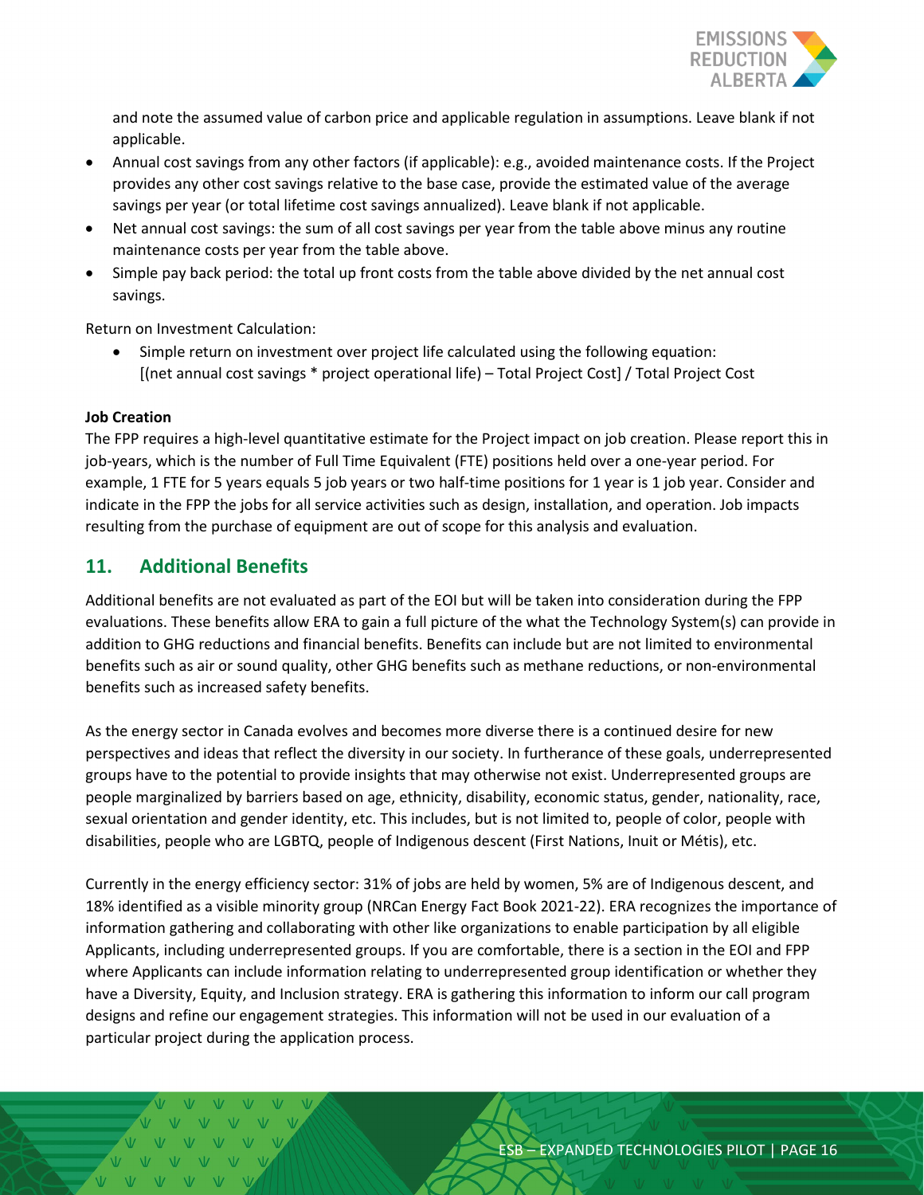and note the assumed value of carbon price and applicable regulation in assumptions. Leave blank if not applicable.

- Annual cost savings from any other factors (if applicable): e.g., avoided maintenance costs. If the Project provides any other cost savings relative to the base case, provide the estimated value of the average savings per year (or total lifetime cost savings annualized). Leave blank if not applicable.
- Net annual cost savings: the sum of all cost savings per year from the table above minus any routine maintenance costs per year from the table above.
- Simple pay back period: the total up front costs from the table above divided by the net annual cost savings.

Return on Investment Calculation:

- Simple return on investment over project life calculated using the following equation: [(net annual cost savings * project operational life) – Total Project Cost] / Total Project Cost

**Job Creation**

The FPP requires a high-level quantitative estimate for the Project impact on job creation. Please report this in job-years, which is the number of Full Time Equivalent (FTE) positions held over a one-year period. For example, 1 FTE for 5 years equals 5 job years or two half-time positions for 1 year is 1 job year. Consider and indicate in the FPP the jobs for all service activities such as design, installation, and operation. Job impacts resulting from the purchase of equipment are out of scope for this analysis and evaluation.

## 11. Additional Benefits

Additional benefits are not evaluated as part of the EOI but will be taken into consideration during the FPP evaluations. These benefits allow ERA to gain a full picture of the what the Technology System(s) can provide in addition to GHG reductions and financial benefits. Benefits can include but are not limited to environmental benefits such as air or sound quality, other GHG benefits such as methane reductions, or non-environmental benefits such as increased safety benefits.

As the energy sector in Canada evolves and becomes more diverse there is a continued desire for new perspectives and ideas that reflect the diversity in our society. In furtherance of these goals, underrepresented groups have to the potential to provide insights that may otherwise not exist. Underrepresented groups are people marginalized by barriers based on age, ethnicity, disability, economic status, gender, nationality, race, sexual orientation and gender identity, etc. This includes, but is not limited to, people of color, people with disabilities, people who are LGBTQ, people of Indigenous descent (First Nations, Inuit or Métis), etc.

Currently in the energy efficiency sector: 31% of jobs are held by women, 5% are of Indigenous descent, and 18% identified as a visible minority group (NRCan Energy Fact Book 2021-22). ERA recognizes the importance of information gathering and collaborating with other like organizations to enable participation by all eligible Applicants, including underrepresented groups. If you are comfortable, there is a section in the EOI and FPP where Applicants can include information relating to underrepresented group identification or whether they have a Diversity, Equity, and Inclusion strategy. ERA is gathering this information to inform our call program designs and refine our engagement strategies. This information will not be used in our evaluation of a particular project during the application process.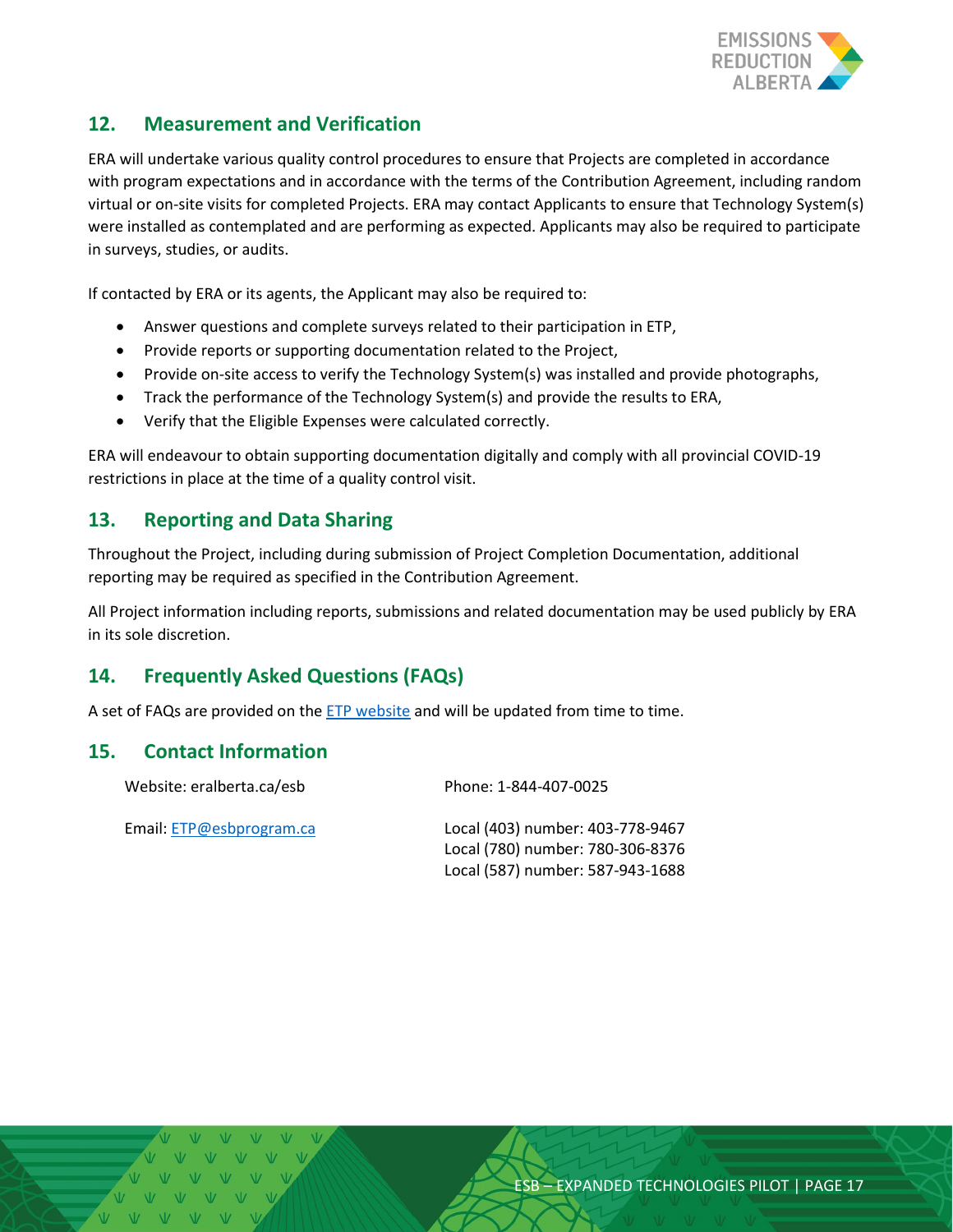## 12. Measurement and Verification

ERA will undertake various quality control procedures to ensure that Projects are completed in accordance with program expectations and in accordance with the terms of the Contribution Agreement, including random virtual or on-site visits for completed Projects. ERA may contact Applicants to ensure that Technology System(s) were installed as contemplated and are performing as expected. Applicants may also be required to participate in surveys, studies, or audits.

If contacted by ERA or its agents, the Applicant may also be required to:

- Answer questions and complete surveys related to their participation in ETP,
- Provide reports or supporting documentation related to the Project,
- Provide on-site access to verify the Technology System(s) was installed and provide photographs,
- Track the performance of the Technology System(s) and provide the results to ERA,
- Verify that the Eligible Expenses were calculated correctly.

ERA will endeavour to obtain supporting documentation digitally and comply with all provincial COVID-19 restrictions in place at the time of a quality control visit.

## 13. Reporting and Data Sharing

Throughout the Project, including during submission of Project Completion Documentation, additional reporting may be required as specified in the Contribution Agreement.

All Project information including reports, submissions and related documentation may be used publicly by ERA in its sole discretion.

## 14. Frequently Asked Questions (FAQs)

A set of FAQs are provided on the ETP website and will be updated from time to time.

## 15. Contact Information

Website: eralberta.ca/esb

Email: ETP@esbprogram.ca

Phone: 1-844-407-0025

Local (403) number: 403-778-9467
Local (780) number: 780-306-8376
Local (587) number: 587-943-1688